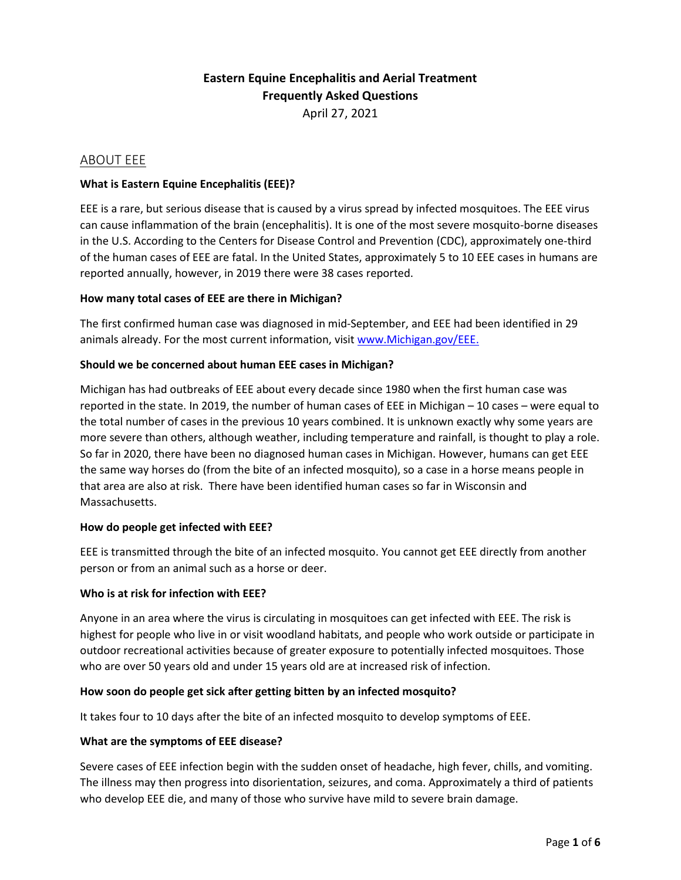# Eastern Equine Encephalitis and Aerial Treatment Frequently Asked Questions

April 27, 2021

## ABOUT EEE

**What is Eastern Equine Encephalitis (EEE)?**

EEE is a rare, but serious disease that is caused by a virus spread by infected mosquitoes. The EEE virus can cause inflammation of the brain (encephalitis). It is one of the most severe mosquito-borne diseases in the U.S. According to the Centers for Disease Control and Prevention (CDC), approximately one-third of the human cases of EEE are fatal. In the United States, approximately 5 to 10 EEE cases in humans are reported annually, however, in 2019 there were 38 cases reported.

**How many total cases of EEE are there in Michigan?**

The first confirmed human case was diagnosed in mid-September, and EEE had been identified in 29 animals already. For the most current information, visit [www.Michigan.gov/EEE.](www.Michigan.gov/EEE)

**Should we be concerned about human EEE cases in Michigan?**

Michigan has had outbreaks of EEE about every decade since 1980 when the first human case was reported in the state. In 2019, the number of human cases of EEE in Michigan – 10 cases – were equal to the total number of cases in the previous 10 years combined. It is unknown exactly why some years are more severe than others, although weather, including temperature and rainfall, is thought to play a role. So far in 2020, there have been no diagnosed human cases in Michigan. However, humans can get EEE the same way horses do (from the bite of an infected mosquito), so a case in a horse means people in that area are also at risk. There have been identified human cases so far in Wisconsin and Massachusetts.

**How do people get infected with EEE?**

EEE is transmitted through the bite of an infected mosquito. You cannot get EEE directly from another person or from an animal such as a horse or deer.

**Who is at risk for infection with EEE?**

Anyone in an area where the virus is circulating in mosquitoes can get infected with EEE. The risk is highest for people who live in or visit woodland habitats, and people who work outside or participate in outdoor recreational activities because of greater exposure to potentially infected mosquitoes. Those who are over 50 years old and under 15 years old are at increased risk of infection.

**How soon do people get sick after getting bitten by an infected mosquito?**

It takes four to 10 days after the bite of an infected mosquito to develop symptoms of EEE.

**What are the symptoms of EEE disease?**

Severe cases of EEE infection begin with the sudden onset of headache, high fever, chills, and vomiting. The illness may then progress into disorientation, seizures, and coma. Approximately a third of patients who develop EEE die, and many of those who survive have mild to severe brain damage.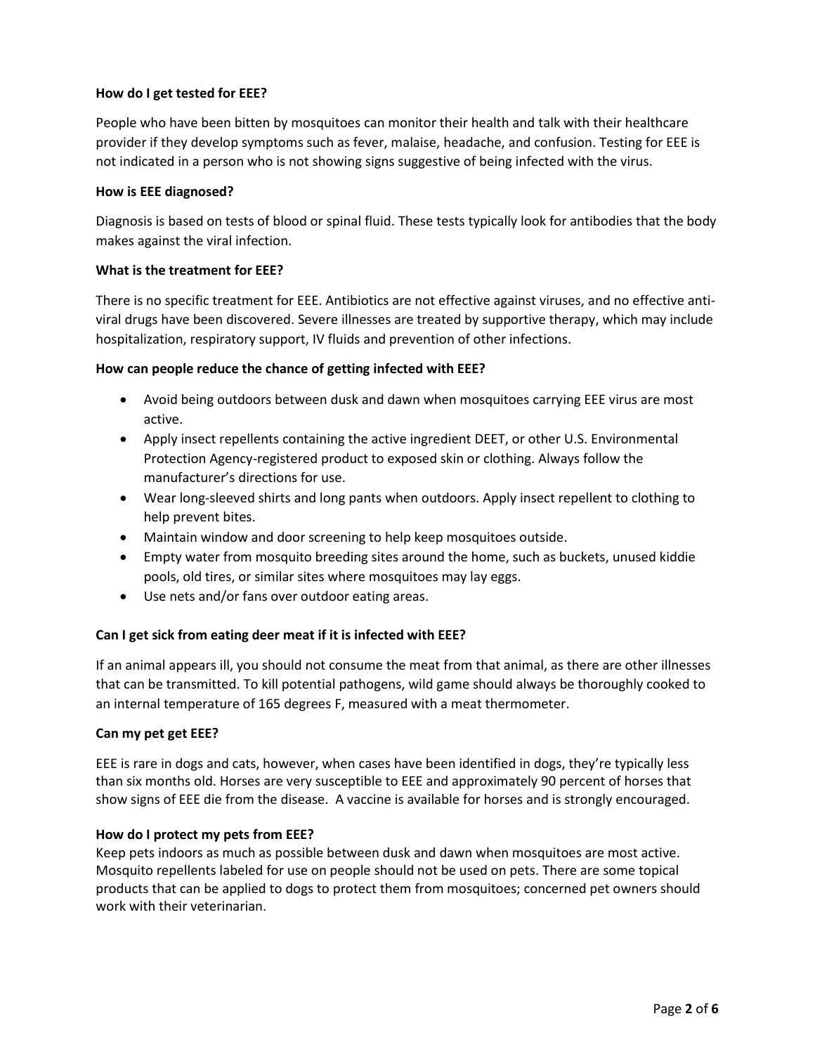**How do I get tested for EEE?**

People who have been bitten by mosquitoes can monitor their health and talk with their healthcare provider if they develop symptoms such as fever, malaise, headache, and confusion. Testing for EEE is not indicated in a person who is not showing signs suggestive of being infected with the virus.

**How is EEE diagnosed?**

Diagnosis is based on tests of blood or spinal fluid. These tests typically look for antibodies that the body makes against the viral infection.

**What is the treatment for EEE?**

There is no specific treatment for EEE. Antibiotics are not effective against viruses, and no effective anti-viral drugs have been discovered. Severe illnesses are treated by supportive therapy, which may include hospitalization, respiratory support, IV fluids and prevention of other infections.

**How can people reduce the chance of getting infected with EEE?**

- Avoid being outdoors between dusk and dawn when mosquitoes carrying EEE virus are most active.
- Apply insect repellents containing the active ingredient DEET, or other U.S. Environmental Protection Agency-registered product to exposed skin or clothing. Always follow the manufacturer's directions for use.
- Wear long-sleeved shirts and long pants when outdoors. Apply insect repellent to clothing to help prevent bites.
- Maintain window and door screening to help keep mosquitoes outside.
- Empty water from mosquito breeding sites around the home, such as buckets, unused kiddie pools, old tires, or similar sites where mosquitoes may lay eggs.
- Use nets and/or fans over outdoor eating areas.

**Can I get sick from eating deer meat if it is infected with EEE?**

If an animal appears ill, you should not consume the meat from that animal, as there are other illnesses that can be transmitted. To kill potential pathogens, wild game should always be thoroughly cooked to an internal temperature of 165 degrees F, measured with a meat thermometer.

**Can my pet get EEE?**

EEE is rare in dogs and cats, however, when cases have been identified in dogs, they're typically less than six months old. Horses are very susceptible to EEE and approximately 90 percent of horses that show signs of EEE die from the disease. A vaccine is available for horses and is strongly encouraged.

**How do I protect my pets from EEE?**

Keep pets indoors as much as possible between dusk and dawn when mosquitoes are most active. Mosquito repellents labeled for use on people should not be used on pets. There are some topical products that can be applied to dogs to protect them from mosquitoes; concerned pet owners should work with their veterinarian.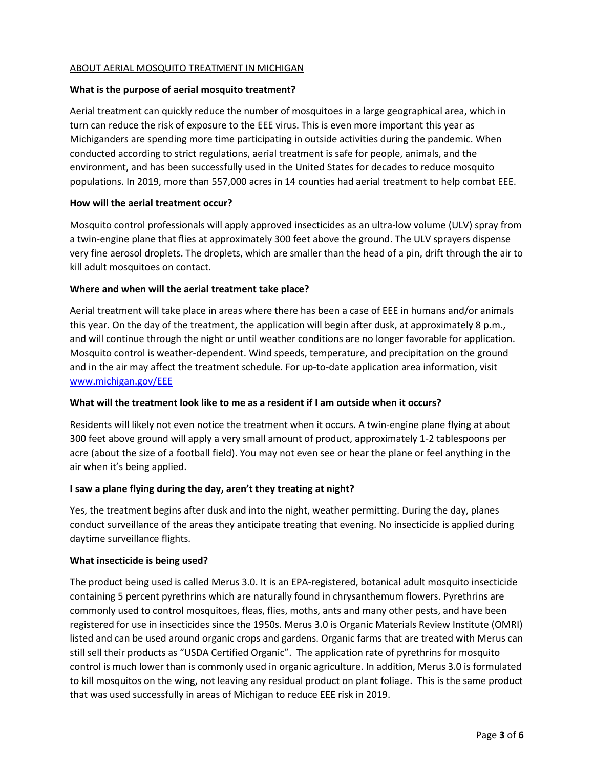## ABOUT AERIAL MOSQUITO TREATMENT IN MICHIGAN

**What is the purpose of aerial mosquito treatment?**

Aerial treatment can quickly reduce the number of mosquitoes in a large geographical area, which in turn can reduce the risk of exposure to the EEE virus. This is even more important this year as Michiganders are spending more time participating in outside activities during the pandemic. When conducted according to strict regulations, aerial treatment is safe for people, animals, and the environment, and has been successfully used in the United States for decades to reduce mosquito populations. In 2019, more than 557,000 acres in 14 counties had aerial treatment to help combat EEE.

**How will the aerial treatment occur?**

Mosquito control professionals will apply approved insecticides as an ultra-low volume (ULV) spray from a twin-engine plane that flies at approximately 300 feet above the ground. The ULV sprayers dispense very fine aerosol droplets. The droplets, which are smaller than the head of a pin, drift through the air to kill adult mosquitoes on contact.

**Where and when will the aerial treatment take place?**

Aerial treatment will take place in areas where there has been a case of EEE in humans and/or animals this year. On the day of the treatment, the application will begin after dusk, at approximately 8 p.m., and will continue through the night or until weather conditions are no longer favorable for application. Mosquito control is weather-dependent. Wind speeds, temperature, and precipitation on the ground and in the air may affect the treatment schedule. For up-to-date application area information, visit [www.michigan.gov/EEE](http://www.michigan.gov/EEE)

**What will the treatment look like to me as a resident if I am outside when it occurs?**

Residents will likely not even notice the treatment when it occurs. A twin-engine plane flying at about 300 feet above ground will apply a very small amount of product, approximately 1-2 tablespoons per acre (about the size of a football field). You may not even see or hear the plane or feel anything in the air when it's being applied.

**I saw a plane flying during the day, aren't they treating at night?**

Yes, the treatment begins after dusk and into the night, weather permitting. During the day, planes conduct surveillance of the areas they anticipate treating that evening. No insecticide is applied during daytime surveillance flights.

**What insecticide is being used?**

The product being used is called Merus 3.0. It is an EPA-registered, botanical adult mosquito insecticide containing 5 percent pyrethrins which are naturally found in chrysanthemum flowers. Pyrethrins are commonly used to control mosquitoes, fleas, flies, moths, ants and many other pests, and have been registered for use in insecticides since the 1950s. Merus 3.0 is Organic Materials Review Institute (OMRI) listed and can be used around organic crops and gardens. Organic farms that are treated with Merus can still sell their products as "USDA Certified Organic". The application rate of pyrethrins for mosquito control is much lower than is commonly used in organic agriculture. In addition, Merus 3.0 is formulated to kill mosquitos on the wing, not leaving any residual product on plant foliage. This is the same product that was used successfully in areas of Michigan to reduce EEE risk in 2019.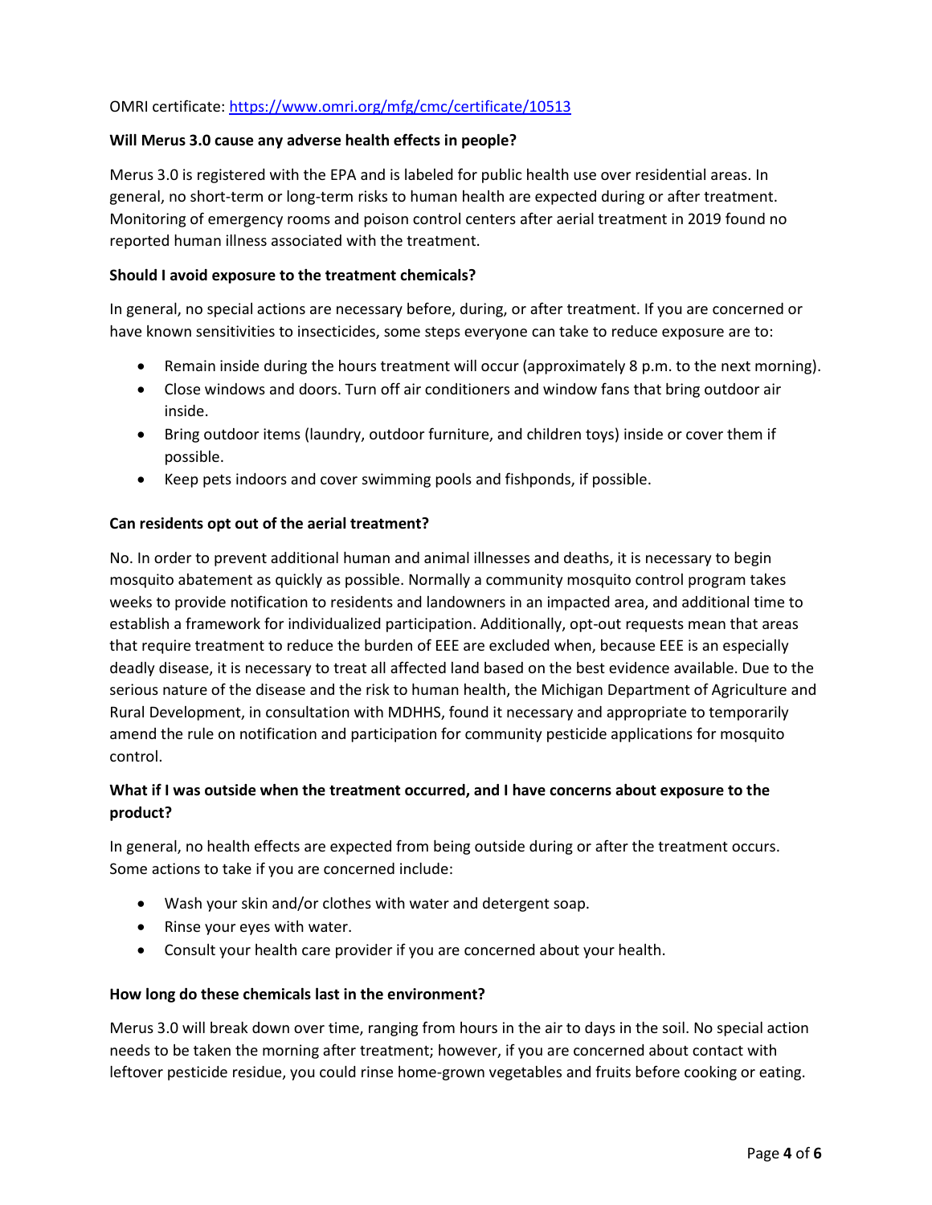OMRI certificate: [https://www.omri.org/mfg/cmc/certificate/10513](https://www.omri.org/mfg/cmc/certificate/10513)

**Will Merus 3.0 cause any adverse health effects in people?**

Merus 3.0 is registered with the EPA and is labeled for public health use over residential areas. In general, no short-term or long-term risks to human health are expected during or after treatment. Monitoring of emergency rooms and poison control centers after aerial treatment in 2019 found no reported human illness associated with the treatment.

**Should I avoid exposure to the treatment chemicals?**

In general, no special actions are necessary before, during, or after treatment. If you are concerned or have known sensitivities to insecticides, some steps everyone can take to reduce exposure are to:

- Remain inside during the hours treatment will occur (approximately 8 p.m. to the next morning).
- Close windows and doors. Turn off air conditioners and window fans that bring outdoor air inside.
- Bring outdoor items (laundry, outdoor furniture, and children toys) inside or cover them if possible.
- Keep pets indoors and cover swimming pools and fishponds, if possible.

**Can residents opt out of the aerial treatment?**

No. In order to prevent additional human and animal illnesses and deaths, it is necessary to begin mosquito abatement as quickly as possible. Normally a community mosquito control program takes weeks to provide notification to residents and landowners in an impacted area, and additional time to establish a framework for individualized participation. Additionally, opt-out requests mean that areas that require treatment to reduce the burden of EEE are excluded when, because EEE is an especially deadly disease, it is necessary to treat all affected land based on the best evidence available. Due to the serious nature of the disease and the risk to human health, the Michigan Department of Agriculture and Rural Development, in consultation with MDHHS, found it necessary and appropriate to temporarily amend the rule on notification and participation for community pesticide applications for mosquito control.

**What if I was outside when the treatment occurred, and I have concerns about exposure to the product?**

In general, no health effects are expected from being outside during or after the treatment occurs. Some actions to take if you are concerned include:

- Wash your skin and/or clothes with water and detergent soap.
- Rinse your eyes with water.
- Consult your health care provider if you are concerned about your health.

**How long do these chemicals last in the environment?**

Merus 3.0 will break down over time, ranging from hours in the air to days in the soil. No special action needs to be taken the morning after treatment; however, if you are concerned about contact with leftover pesticide residue, you could rinse home-grown vegetables and fruits before cooking or eating.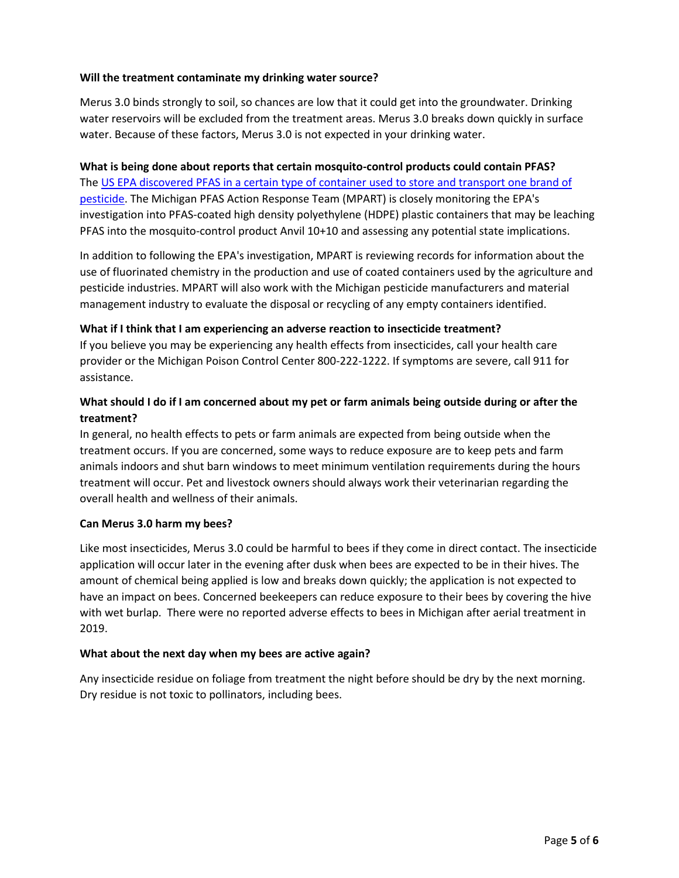**Will the treatment contaminate my drinking water source?**

Merus 3.0 binds strongly to soil, so chances are low that it could get into the groundwater. Drinking water reservoirs will be excluded from the treatment areas. Merus 3.0 breaks down quickly in surface water. Because of these factors, Merus 3.0 is not expected in your drinking water.

**What is being done about reports that certain mosquito-control products could contain PFAS?**

The US EPA discovered PFAS in a certain type of container used to store and transport one brand of pesticide. The Michigan PFAS Action Response Team (MPART) is closely monitoring the EPA's investigation into PFAS-coated high density polyethylene (HDPE) plastic containers that may be leaching PFAS into the mosquito-control product Anvil 10+10 and assessing any potential state implications.

In addition to following the EPA's investigation, MPART is reviewing records for information about the use of fluorinated chemistry in the production and use of coated containers used by the agriculture and pesticide industries. MPART will also work with the Michigan pesticide manufacturers and material management industry to evaluate the disposal or recycling of any empty containers identified.

**What if I think that I am experiencing an adverse reaction to insecticide treatment?**

If you believe you may be experiencing any health effects from insecticides, call your health care provider or the Michigan Poison Control Center 800-222-1222. If symptoms are severe, call 911 for assistance.

**What should I do if I am concerned about my pet or farm animals being outside during or after the treatment?**

In general, no health effects to pets or farm animals are expected from being outside when the treatment occurs. If you are concerned, some ways to reduce exposure are to keep pets and farm animals indoors and shut barn windows to meet minimum ventilation requirements during the hours treatment will occur. Pet and livestock owners should always work their veterinarian regarding the overall health and wellness of their animals.

**Can Merus 3.0 harm my bees?**

Like most insecticides, Merus 3.0 could be harmful to bees if they come in direct contact. The insecticide application will occur later in the evening after dusk when bees are expected to be in their hives. The amount of chemical being applied is low and breaks down quickly; the application is not expected to have an impact on bees. Concerned beekeepers can reduce exposure to their bees by covering the hive with wet burlap. There were no reported adverse effects to bees in Michigan after aerial treatment in 2019.

**What about the next day when my bees are active again?**

Any insecticide residue on foliage from treatment the night before should be dry by the next morning. Dry residue is not toxic to pollinators, including bees.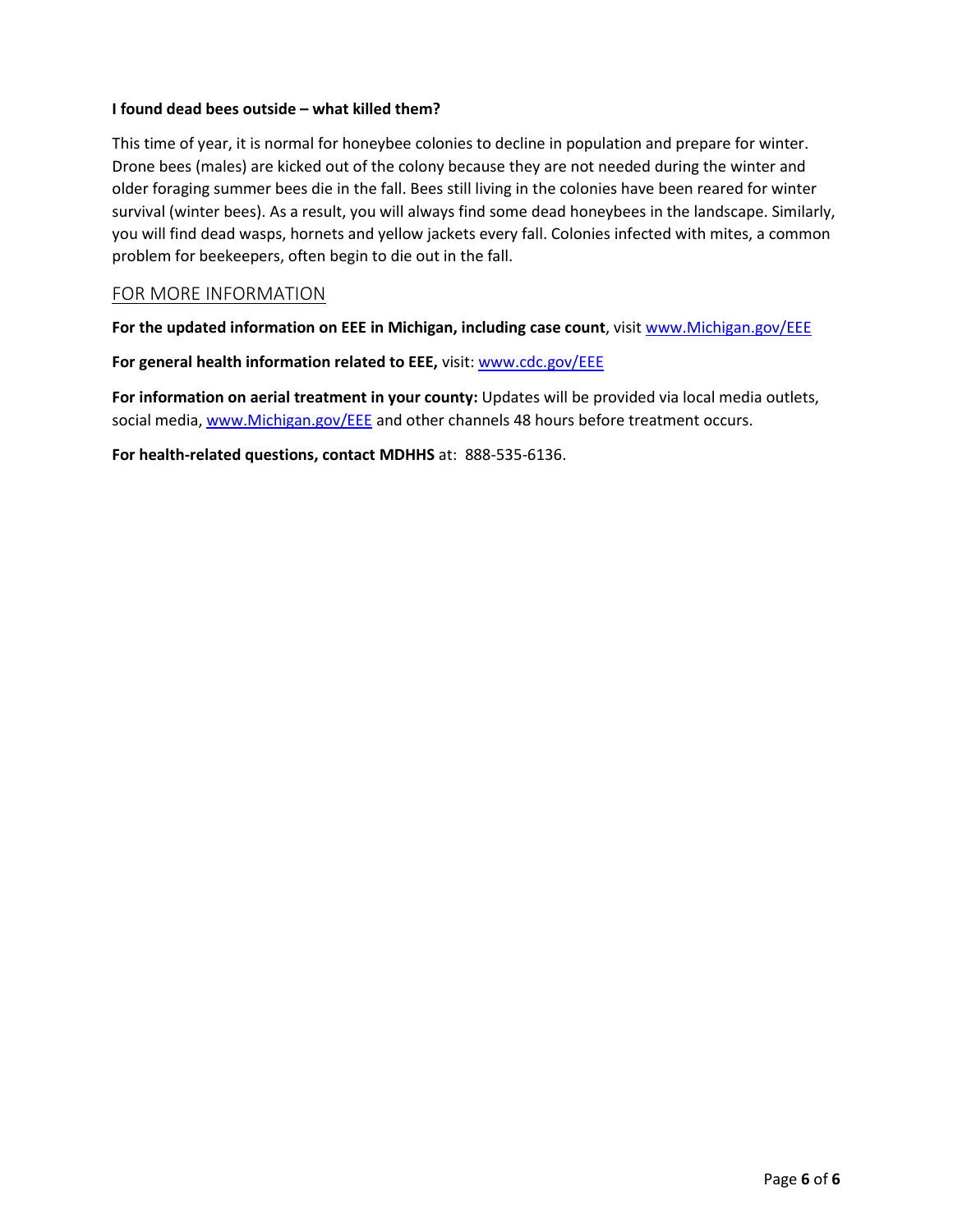**I found dead bees outside – what killed them?**

This time of year, it is normal for honeybee colonies to decline in population and prepare for winter. Drone bees (males) are kicked out of the colony because they are not needed during the winter and older foraging summer bees die in the fall. Bees still living in the colonies have been reared for winter survival (winter bees). As a result, you will always find some dead honeybees in the landscape. Similarly, you will find dead wasps, hornets and yellow jackets every fall. Colonies infected with mites, a common problem for beekeepers, often begin to die out in the fall.

## FOR MORE INFORMATION

**For the updated information on EEE in Michigan, including case count**, visit www.Michigan.gov/EEE

**For general health information related to EEE,** visit: www.cdc.gov/EEE

**For information on aerial treatment in your county:** Updates will be provided via local media outlets, social media, www.Michigan.gov/EEE and other channels 48 hours before treatment occurs.

**For health-related questions, contact MDHHS** at: 888-535-6136.